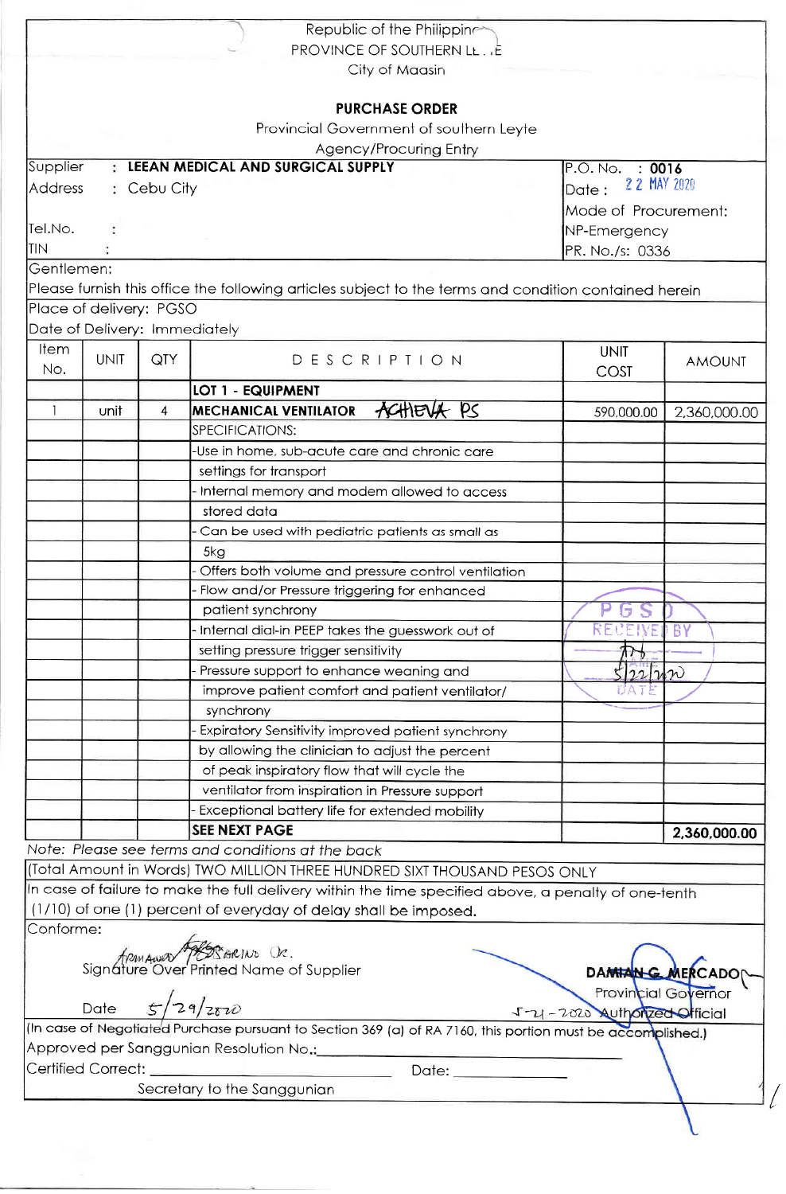Republic of the Philippines
PROVINCE OF SOUTHERN LEYTE
City of Maasin

## PURCHASE ORDER

Provincial Government of southern Leyte
Agency/Procuring Entry

| | |
|---|---|
| Supplier : **LEEAN MEDICAL AND SURGICAL SUPPLY** | P.O. No. : **0016** |
| Address : Cebu City | Date : 22 MAY 2020 |
| | Mode of Procurement: |
| Tel.No. : | NP-Emergency |
| TIN : | PR. No./s: 0336 |

Gentlemen:
Please furnish this office the following articles subject to the terms and condition contained herein

Place of delivery: PGSO
Date of Delivery: Immediately

| Item No. | UNIT | QTY | DESCRIPTION | UNIT COST | AMOUNT |
|---|---|---|---|---|---|
| | | | **LOT 1 - EQUIPMENT** | | |
| 1 | unit | 4 | **MECHANICAL VENTILATOR** ACHIEVA PS | 590,000.00 | 2,360,000.00 |
| | | | SPECIFICATIONS: | | |
| | | | -Use in home, sub-acute care and chronic care settings for transport | | |
| | | | - Internal memory and modem allowed to access stored data | | |
| | | | - Can be used with pediatric patients as small as 5kg | | |
| | | | - Offers both volume and pressure control ventilation | | |
| | | | - Flow and/or Pressure triggering for enhanced patient synchrony | | |
| | | | - Internal dial-in PEEP takes the guesswork out of setting pressure trigger sensitivity | PGSO RECEIVED BY 5/22/2020 DATE | |
| | | | - Pressure support to enhance weaning and improve patient comfort and patient ventilator/ synchrony | | |
| | | | - Expiratory Sensitivity improved patient synchrony by allowing the clinician to adjust the percent of peak inspiratory flow that will cycle the ventilator from inspiration in Pressure support | | |
| | | | - Exceptional battery life for extended mobility | | |
| | | | **SEE NEXT PAGE** | | **2,360,000.00** |

*Note: Please see terms and conditions at the back*

(Total Amount in Words) TWO MILLION THREE HUNDRED SIXT THOUSAND PESOS ONLY

In case of failure to make the full delivery within the time specified above, a penalty of one-tenth (1/10) of one (1) percent of everyday of delay shall be imposed.

Conforme:

ARMANDO ... SARINO JR.
Signature Over Printed Name of Supplier

Date 5/29/2020

**DAMIAN G. MERCADO**
Provincial Governor
5-21-2020 Authorized Official

(In case of Negotiated Purchase pursuant to Section 369 (a) of RA 7160, this portion must be accomplished.)

Approved per Sanggunian Resolution No.:______________________

Certified Correct: ______________________ Date: ______________

Secretary to the Sanggunian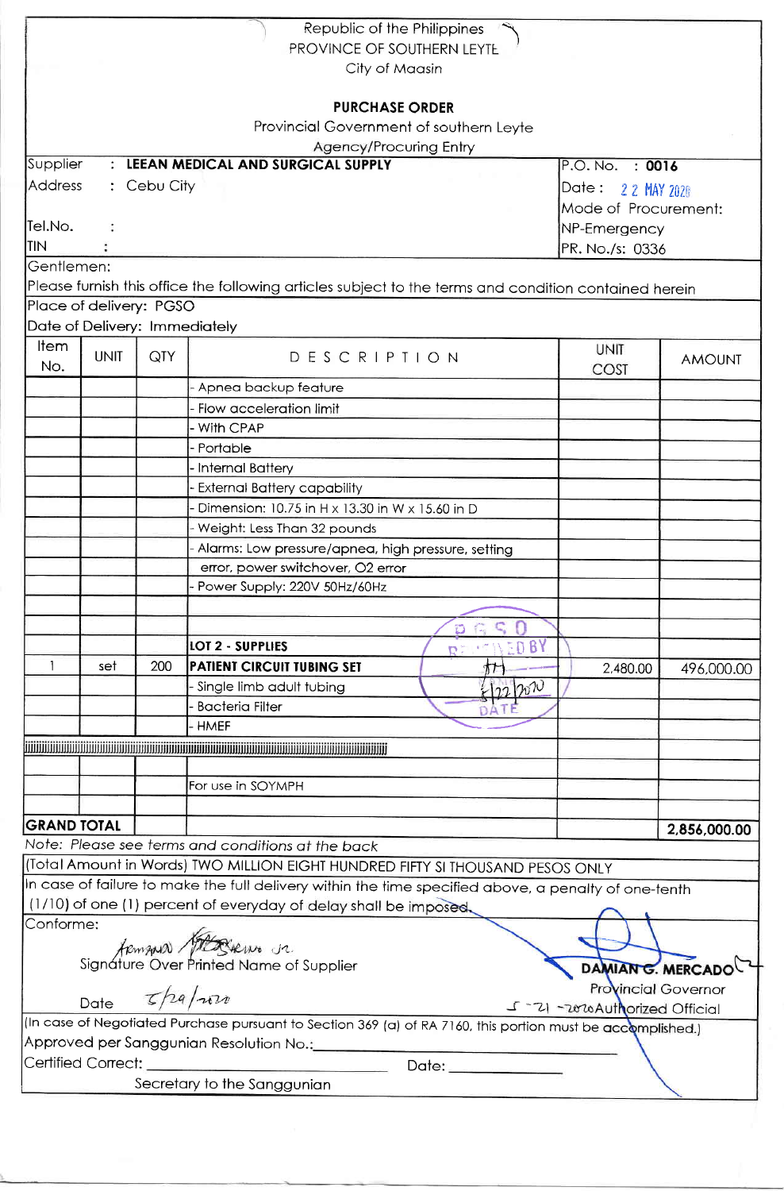Republic of the Philippines
PROVINCE OF SOUTHERN LEYTE
City of Maasin

**PURCHASE ORDER**

Provincial Government of southern Leyte
Agency/Procuring Entry

| | |
|---|---|
| Supplier : **LEEAN MEDICAL AND SURGICAL SUPPLY** | P.O. No. : **0016** |
| Address : Cebu City | Date : 22 MAY 2020 |
| | Mode of Procurement: |
| Tel.No. : | NP-Emergency |
| TIN : | PR. No./s: 0336 |

Gentlemen:
Please furnish this office the following articles subject to the terms and condition contained herein

Place of delivery: PGSO
Date of Delivery: Immediately

| Item No. | UNIT | QTY | DESCRIPTION | UNIT COST | AMOUNT |
|---|---|---|---|---|---|
| | | | - Apnea backup feature | | |
| | | | - Flow acceleration limit | | |
| | | | - With CPAP | | |
| | | | - Portable | | |
| | | | - Internal Battery | | |
| | | | - External Battery capability | | |
| | | | - Dimension: 10.75 in H x 13.30 in W x 15.60 in D | | |
| | | | - Weight: Less Than 32 pounds | | |
| | | | - Alarms: Low pressure/apnea, high pressure, setting | | |
| | | | error, power switchover, O2 error | | |
| | | | - Power Supply: 220V 50Hz/60Hz | | |
| | | | | | |
| | | | | | |
| | | | **LOT 2 - SUPPLIES** | | |
| 1 | set | 200 | **PATIENT CIRCUIT TUBING SET** | 2,480.00 | 496,000.00 |
| | | | - Single limb adult tubing | | |
| | | | - Bacteria Filter | | |
| | | | - HMEF | | |
| | | | | | |
| | | | For use in SOYMPH | | |
| | | | | | |
| **GRAND TOTAL** | | | | | **2,856,000.00** |

Note: *Please see terms and conditions at the back*

(Total Amount in Words) TWO MILLION EIGHT HUNDRED FIFTY SI THOUSAND PESOS ONLY

In case of failure to make the full delivery within the time specified above, a penalty of one-tenth (1/10) of one (1) percent of everyday of delay shall be imposed.

Conforme:

Signature Over Printed Name of Supplier

Date 5/29/2020

**DAMIAN G. MERCADO**
Provincial Governor
5-21-2020 Authorized Official

(In case of Negotiated Purchase pursuant to Section 369 (a) of RA 7160, this portion must be accomplished.)

Approved per Sanggunian Resolution No.:\_\_\_\_\_\_\_\_\_\_\_\_\_\_\_\_\_\_\_\_

Certified Correct: \_\_\_\_\_\_\_\_\_\_\_\_\_\_\_\_\_\_\_\_ Date: \_\_\_\_\_\_\_\_\_\_\_\_

Secretary to the Sanggunian

PGSO RECEIVED BY 5/22/2020 DATE